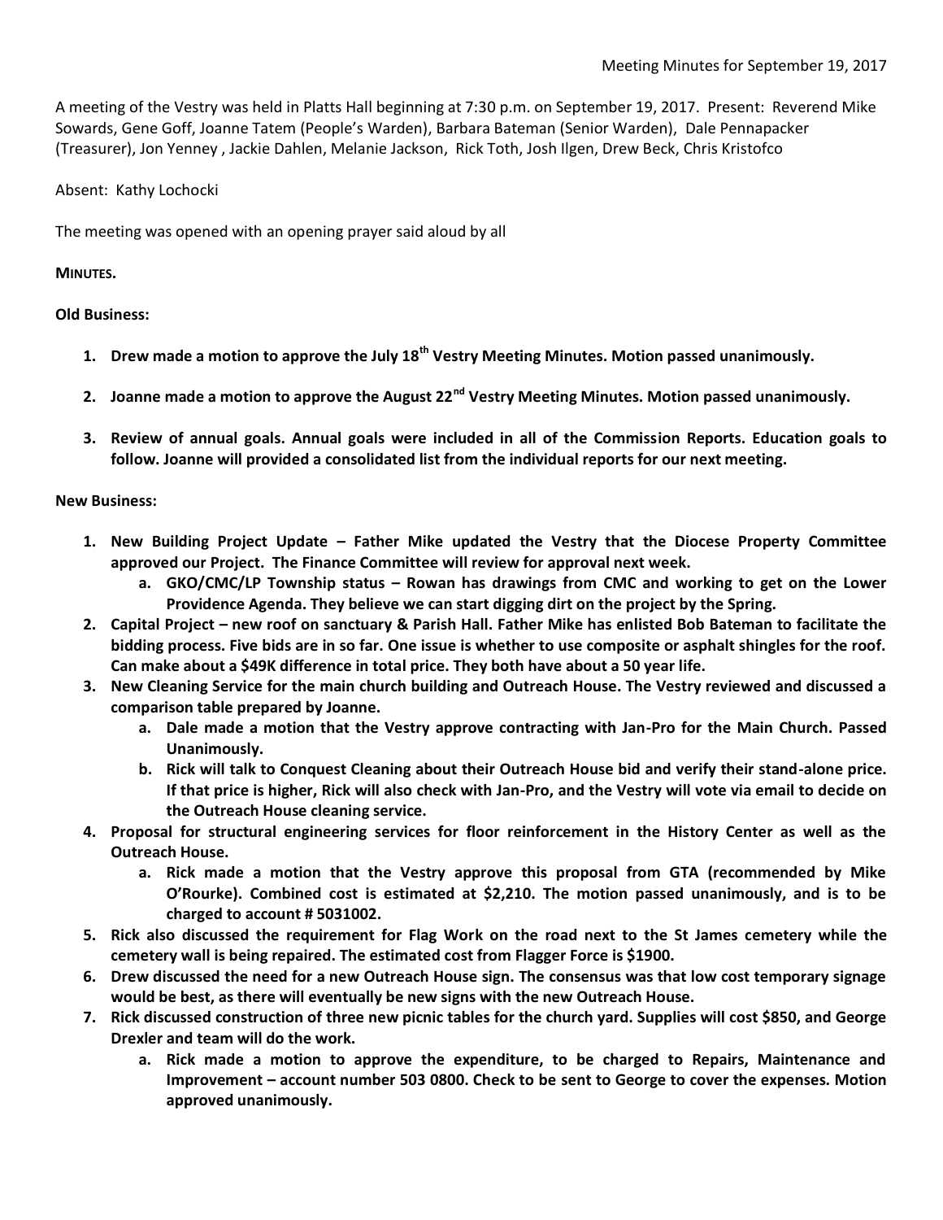Meeting Minutes for September 19, 2017

A meeting of the Vestry was held in Platts Hall beginning at 7:30 p.m. on September 19, 2017. Present: Reverend Mike Sowards, Gene Goff, Joanne Tatem (People's Warden), Barbara Bateman (Senior Warden), Dale Pennapacker (Treasurer), Jon Yenney , Jackie Dahlen, Melanie Jackson, Rick Toth, Josh Ilgen, Drew Beck, Chris Kristofco

Absent: Kathy Lochocki

The meeting was opened with an opening prayer said aloud by all

**MINUTES.**

**Old Business:**

1. **Drew made a motion to approve the July 18th Vestry Meeting Minutes. Motion passed unanimously.**

2. **Joanne made a motion to approve the August 22nd Vestry Meeting Minutes. Motion passed unanimously.**

3. **Review of annual goals. Annual goals were included in all of the Commission Reports. Education goals to follow. Joanne will provided a consolidated list from the individual reports for our next meeting.**

**New Business:**

1. **New Building Project Update – Father Mike updated the Vestry that the Diocese Property Committee approved our Project. The Finance Committee will review for approval next week.**
   a. **GKO/CMC/LP Township status – Rowan has drawings from CMC and working to get on the Lower Providence Agenda. They believe we can start digging dirt on the project by the Spring.**
2. **Capital Project – new roof on sanctuary & Parish Hall. Father Mike has enlisted Bob Bateman to facilitate the bidding process. Five bids are in so far. One issue is whether to use composite or asphalt shingles for the roof. Can make about a $49K difference in total price. They both have about a 50 year life.**
3. **New Cleaning Service for the main church building and Outreach House. The Vestry reviewed and discussed a comparison table prepared by Joanne.**
   a. **Dale made a motion that the Vestry approve contracting with Jan-Pro for the Main Church. Passed Unanimously.**
   b. **Rick will talk to Conquest Cleaning about their Outreach House bid and verify their stand-alone price. If that price is higher, Rick will also check with Jan-Pro, and the Vestry will vote via email to decide on the Outreach House cleaning service.**
4. **Proposal for structural engineering services for floor reinforcement in the History Center as well as the Outreach House.**
   a. **Rick made a motion that the Vestry approve this proposal from GTA (recommended by Mike O'Rourke). Combined cost is estimated at $2,210. The motion passed unanimously, and is to be charged to account # 5031002.**
5. **Rick also discussed the requirement for Flag Work on the road next to the St James cemetery while the cemetery wall is being repaired. The estimated cost from Flagger Force is $1900.**
6. **Drew discussed the need for a new Outreach House sign. The consensus was that low cost temporary signage would be best, as there will eventually be new signs with the new Outreach House.**
7. **Rick discussed construction of three new picnic tables for the church yard. Supplies will cost $850, and George Drexler and team will do the work.**
   a. **Rick made a motion to approve the expenditure, to be charged to Repairs, Maintenance and Improvement – account number 503 0800. Check to be sent to George to cover the expenses. Motion approved unanimously.**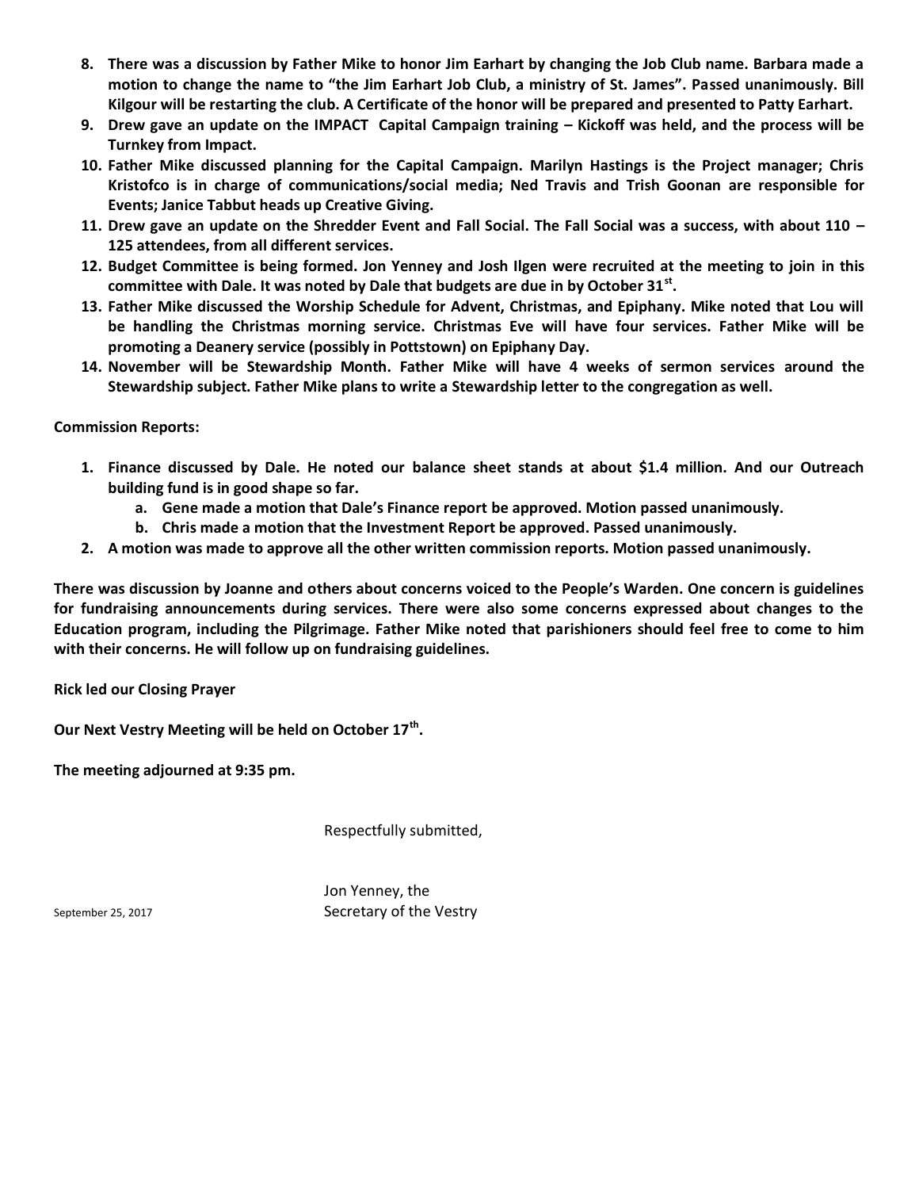8. **There was a discussion by Father Mike to honor Jim Earhart by changing the Job Club name. Barbara made a motion to change the name to "the Jim Earhart Job Club, a ministry of St. James". Passed unanimously. Bill Kilgour will be restarting the club. A Certificate of the honor will be prepared and presented to Patty Earhart.**
9. **Drew gave an update on the IMPACT Capital Campaign training – Kickoff was held, and the process will be Turnkey from Impact.**
10. **Father Mike discussed planning for the Capital Campaign. Marilyn Hastings is the Project manager; Chris Kristofco is in charge of communications/social media; Ned Travis and Trish Goonan are responsible for Events; Janice Tabbut heads up Creative Giving.**
11. **Drew gave an update on the Shredder Event and Fall Social. The Fall Social was a success, with about 110 – 125 attendees, from all different services.**
12. **Budget Committee is being formed. Jon Yenney and Josh Ilgen were recruited at the meeting to join in this committee with Dale. It was noted by Dale that budgets are due in by October 31st.**
13. **Father Mike discussed the Worship Schedule for Advent, Christmas, and Epiphany. Mike noted that Lou will be handling the Christmas morning service. Christmas Eve will have four services. Father Mike will be promoting a Deanery service (possibly in Pottstown) on Epiphany Day.**
14. **November will be Stewardship Month. Father Mike will have 4 weeks of sermon services around the Stewardship subject. Father Mike plans to write a Stewardship letter to the congregation as well.**

**Commission Reports:**

1. **Finance discussed by Dale. He noted our balance sheet stands at about $1.4 million. And our Outreach building fund is in good shape so far.**
   a. **Gene made a motion that Dale's Finance report be approved. Motion passed unanimously.**
   b. **Chris made a motion that the Investment Report be approved. Passed unanimously.**
2. **A motion was made to approve all the other written commission reports. Motion passed unanimously.**

**There was discussion by Joanne and others about concerns voiced to the People's Warden. One concern is guidelines for fundraising announcements during services. There were also some concerns expressed about changes to the Education program, including the Pilgrimage. Father Mike noted that parishioners should feel free to come to him with their concerns. He will follow up on fundraising guidelines.**

**Rick led our Closing Prayer**

**Our Next Vestry Meeting will be held on October 17th.**

**The meeting adjourned at 9:35 pm.**

Respectfully submitted,

Jon Yenney, the
Secretary of the Vestry

September 25, 2017